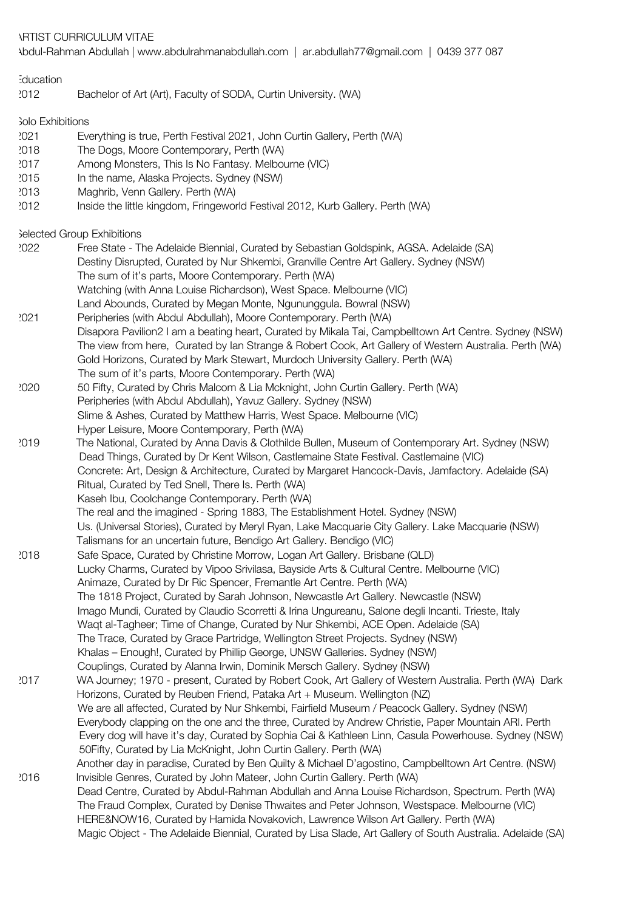# ARTIST CURRICULUM VITAE

Abdul-Rahman Abdullah | www.abdulrahmanabdullah.com | ar.abdullah77@gmail.com | 0439 377 087

## Education

2012 Bachelor of Art (Art), Faculty of SODA, Curtin University. (WA)

## Solo Exhibitions

2021 Everything is true, Perth Festival 2021, John Curtin Gallery, Perth (WA)
2018 The Dogs, Moore Contemporary, Perth (WA)
2017 Among Monsters, This Is No Fantasy. Melbourne (VIC)
2015 In the name, Alaska Projects. Sydney (NSW)
2013 Maghrib, Venn Gallery. Perth (WA)
2012 Inside the little kingdom, Fringeworld Festival 2012, Kurb Gallery. Perth (WA)

## Selected Group Exhibitions

**2022**
Free State - The Adelaide Biennial, Curated by Sebastian Goldspink, AGSA. Adelaide (SA)
Destiny Disrupted, Curated by Nur Shkembi, Granville Centre Art Gallery. Sydney (NSW)
The sum of it's parts, Moore Contemporary. Perth (WA)
Watching (with Anna Louise Richardson), West Space. Melbourne (VIC)
Land Abounds, Curated by Megan Monte, Ngununggula. Bowral (NSW)

**2021**
Peripheries (with Abdul Abdullah), Moore Contemporary. Perth (WA)
Disapora Pavilion2 I am a beating heart, Curated by Mikala Tai, Campbelltown Art Centre. Sydney (NSW)
The view from here, Curated by Ian Strange & Robert Cook, Art Gallery of Western Australia. Perth (WA)
Gold Horizons, Curated by Mark Stewart, Murdoch University Gallery. Perth (WA)
The sum of it's parts, Moore Contemporary. Perth (WA)

**2020**
50 Fifty, Curated by Chris Malcom & Lia Mcknight, John Curtin Gallery. Perth (WA)
Peripheries (with Abdul Abdullah), Yavuz Gallery. Sydney (NSW)
Slime & Ashes, Curated by Matthew Harris, West Space. Melbourne (VIC)
Hyper Leisure, Moore Contemporary, Perth (WA)

**2019**
The National, Curated by Anna Davis & Clothilde Bullen, Museum of Contemporary Art. Sydney (NSW)
Dead Things, Curated by Dr Kent Wilson, Castlemaine State Festival. Castlemaine (VIC)
Concrete: Art, Design & Architecture, Curated by Margaret Hancock-Davis, Jamfactory. Adelaide (SA)
Ritual, Curated by Ted Snell, There Is. Perth (WA)
Kaseh Ibu, Coolchange Contemporary. Perth (WA)
The real and the imagined - Spring 1883, The Establishment Hotel. Sydney (NSW)
Us. (Universal Stories), Curated by Meryl Ryan, Lake Macquarie City Gallery. Lake Macquarie (NSW)
Talismans for an uncertain future, Bendigo Art Gallery. Bendigo (VIC)

**2018**
Safe Space, Curated by Christine Morrow, Logan Art Gallery. Brisbane (QLD)
Lucky Charms, Curated by Vipoo Srivilasa, Bayside Arts & Cultural Centre. Melbourne (VIC)
Animaze, Curated by Dr Ric Spencer, Fremantle Art Centre. Perth (WA)
The 1818 Project, Curated by Sarah Johnson, Newcastle Art Gallery. Newcastle (NSW)
Imago Mundi, Curated by Claudio Scorretti & Irina Ungureanu, Salone degli Incanti. Trieste, Italy
Waqt al-Tagheer; Time of Change, Curated by Nur Shkembi, ACE Open. Adelaide (SA)
The Trace, Curated by Grace Partridge, Wellington Street Projects. Sydney (NSW)
Khalas – Enough!, Curated by Phillip George, UNSW Galleries. Sydney (NSW)
Couplings, Curated by Alanna Irwin, Dominik Mersch Gallery. Sydney (NSW)

**2017**
WA Journey; 1970 - present, Curated by Robert Cook, Art Gallery of Western Australia. Perth (WA)
Dark Horizons, Curated by Reuben Friend, Pataka Art + Museum. Wellington (NZ)
We are all affected, Curated by Nur Shkembi, Fairfield Museum / Peacock Gallery. Sydney (NSW)
Everybody clapping on the one and the three, Curated by Andrew Christie, Paper Mountain ARI. Perth
Every dog will have it's day, Curated by Sophia Cai & Kathleen Linn, Casula Powerhouse. Sydney (NSW)
50Fifty, Curated by Lia McKnight, John Curtin Gallery. Perth (WA)
Another day in paradise, Curated by Ben Quilty & Michael D'agostino, Campbelltown Art Centre. (NSW)

**2016**
Invisible Genres, Curated by John Mateer, John Curtin Gallery. Perth (WA)
Dead Centre, Curated by Abdul-Rahman Abdullah and Anna Louise Richardson, Spectrum. Perth (WA)
The Fraud Complex, Curated by Denise Thwaites and Peter Johnson, Westspace. Melbourne (VIC)
HERE&NOW16, Curated by Hamida Novakovich, Lawrence Wilson Art Gallery. Perth (WA)
Magic Object - The Adelaide Biennial, Curated by Lisa Slade, Art Gallery of South Australia. Adelaide (SA)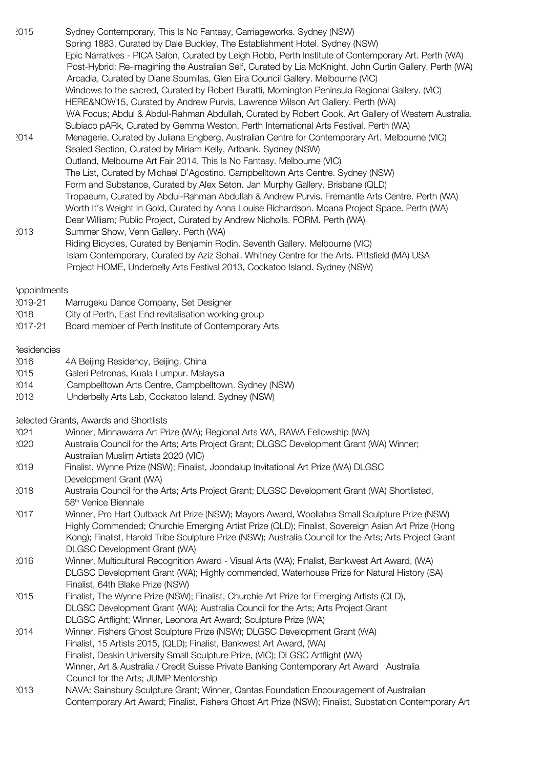2015 Sydney Contemporary, This Is No Fantasy, Carriageworks. Sydney (NSW)
Spring 1883, Curated by Dale Buckley, The Establishment Hotel. Sydney (NSW)
Epic Narratives - PICA Salon, Curated by Leigh Robb, Perth Institute of Contemporary Art. Perth (WA)
Post-Hybrid: Re-imagining the Australian Self, Curated by Lia McKnight, John Curtin Gallery. Perth (WA)
Arcadia, Curated by Diane Soumilas, Glen Eira Council Gallery. Melbourne (VIC)
Windows to the sacred, Curated by Robert Buratti, Mornington Peninsula Regional Gallery. (VIC)
HERE&NOW15, Curated by Andrew Purvis, Lawrence Wilson Art Gallery. Perth (WA)
WA Focus; Abdul & Abdul-Rahman Abdullah, Curated by Robert Cook, Art Gallery of Western Australia.
Subiaco pARk, Curated by Gemma Weston, Perth International Arts Festival. Perth (WA)

2014 Menagerie, Curated by Juliana Engberg, Australian Centre for Contemporary Art. Melbourne (VIC)
Sealed Section, Curated by Miriam Kelly, Artbank. Sydney (NSW)
Outland, Melbourne Art Fair 2014, This Is No Fantasy. Melbourne (VIC)
The List, Curated by Michael D'Agostino. Campbelltown Arts Centre. Sydney (NSW)
Form and Substance, Curated by Alex Seton. Jan Murphy Gallery. Brisbane (QLD)
Tropaeum, Curated by Abdul-Rahman Abdullah & Andrew Purvis. Fremantle Arts Centre. Perth (WA)
Worth It's Weight In Gold, Curated by Anna Louise Richardson. Moana Project Space. Perth (WA)
Dear William; Public Project, Curated by Andrew Nicholls. FORM. Perth (WA)

2013 Summer Show, Venn Gallery. Perth (WA)
Riding Bicycles, Curated by Benjamin Rodin. Seventh Gallery. Melbourne (VIC)
Islam Contemporary, Curated by Aziz Sohail. Whitney Centre for the Arts. Pittsfield (MA) USA
Project HOME, Underbelly Arts Festival 2013, Cockatoo Island. Sydney (NSW)

## Appointments

2019-21 Marrugeku Dance Company, Set Designer
2018 City of Perth, East End revitalisation working group
2017-21 Board member of Perth Institute of Contemporary Arts

## Residencies

2016 4A Beijing Residency, Beijing. China
2015 Galeri Petronas, Kuala Lumpur. Malaysia
2014 Campbelltown Arts Centre, Campbelltown. Sydney (NSW)
2013 Underbelly Arts Lab, Cockatoo Island. Sydney (NSW)

## Selected Grants, Awards and Shortlists

2021 Winner, Minnawarra Art Prize (WA); Regional Arts WA, RAWA Fellowship (WA)

2020 Australia Council for the Arts; Arts Project Grant; DLGSC Development Grant (WA) Winner; Australian Muslim Artists 2020 (VIC)

2019 Finalist, Wynne Prize (NSW); Finalist, Joondalup Invitational Art Prize (WA) DLGSC Development Grant (WA)

2018 Australia Council for the Arts; Arts Project Grant; DLGSC Development Grant (WA) Shortlisted, 58th Venice Biennale

2017 Winner, Pro Hart Outback Art Prize (NSW); Mayors Award, Woollahra Small Sculpture Prize (NSW) Highly Commended; Churchie Emerging Artist Prize (QLD); Finalist, Sovereign Asian Art Prize (Hong Kong); Finalist, Harold Tribe Sculpture Prize (NSW); Australia Council for the Arts; Arts Project Grant DLGSC Development Grant (WA)

2016 Winner, Multicultural Recognition Award - Visual Arts (WA); Finalist, Bankwest Art Award, (WA) DLGSC Development Grant (WA); Highly commended, Waterhouse Prize for Natural History (SA) Finalist, 64th Blake Prize (NSW)

2015 Finalist, The Wynne Prize (NSW); Finalist, Churchie Art Prize for Emerging Artists (QLD), DLGSC Development Grant (WA); Australia Council for the Arts; Arts Project Grant DLGSC Artflight; Winner, Leonora Art Award; Sculpture Prize (WA)

2014 Winner, Fishers Ghost Sculpture Prize (NSW); DLGSC Development Grant (WA) Finalist, 15 Artists 2015, (QLD); Finalist, Bankwest Art Award, (WA) Finalist, Deakin University Small Sculpture Prize, (VIC); DLGSC Artflight (WA) Winner, Art & Australia / Credit Suisse Private Banking Contemporary Art Award Australia Council for the Arts; JUMP Mentorship

2013 NAVA: Sainsbury Sculpture Grant; Winner, Qantas Foundation Encouragement of Australian Contemporary Art Award; Finalist, Fishers Ghost Art Prize (NSW); Finalist, Substation Contemporary Art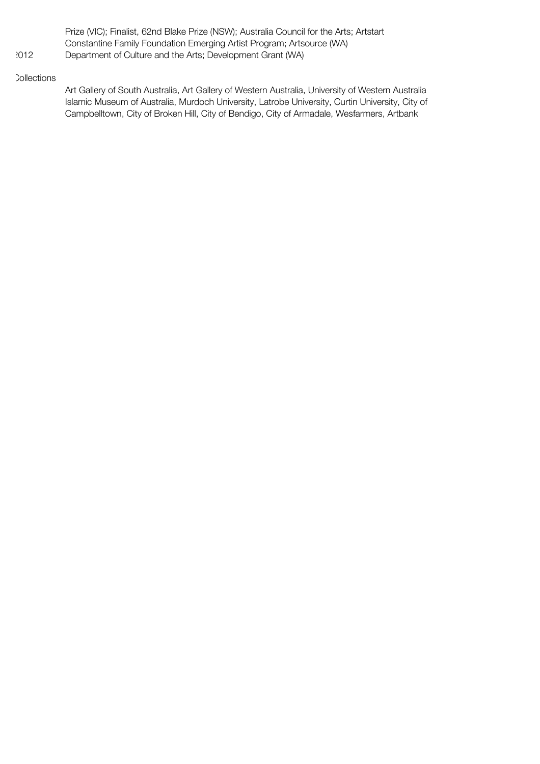Prize (VIC); Finalist, 62nd Blake Prize (NSW); Australia Council for the Arts; Artstart
Constantine Family Foundation Emerging Artist Program; Artsource (WA)

2012 Department of Culture and the Arts; Development Grant (WA)

Collections

Art Gallery of South Australia, Art Gallery of Western Australia, University of Western Australia
Islamic Museum of Australia, Murdoch University, Latrobe University, Curtin University, City of
Campbelltown, City of Broken Hill, City of Bendigo, City of Armadale, Wesfarmers, Artbank